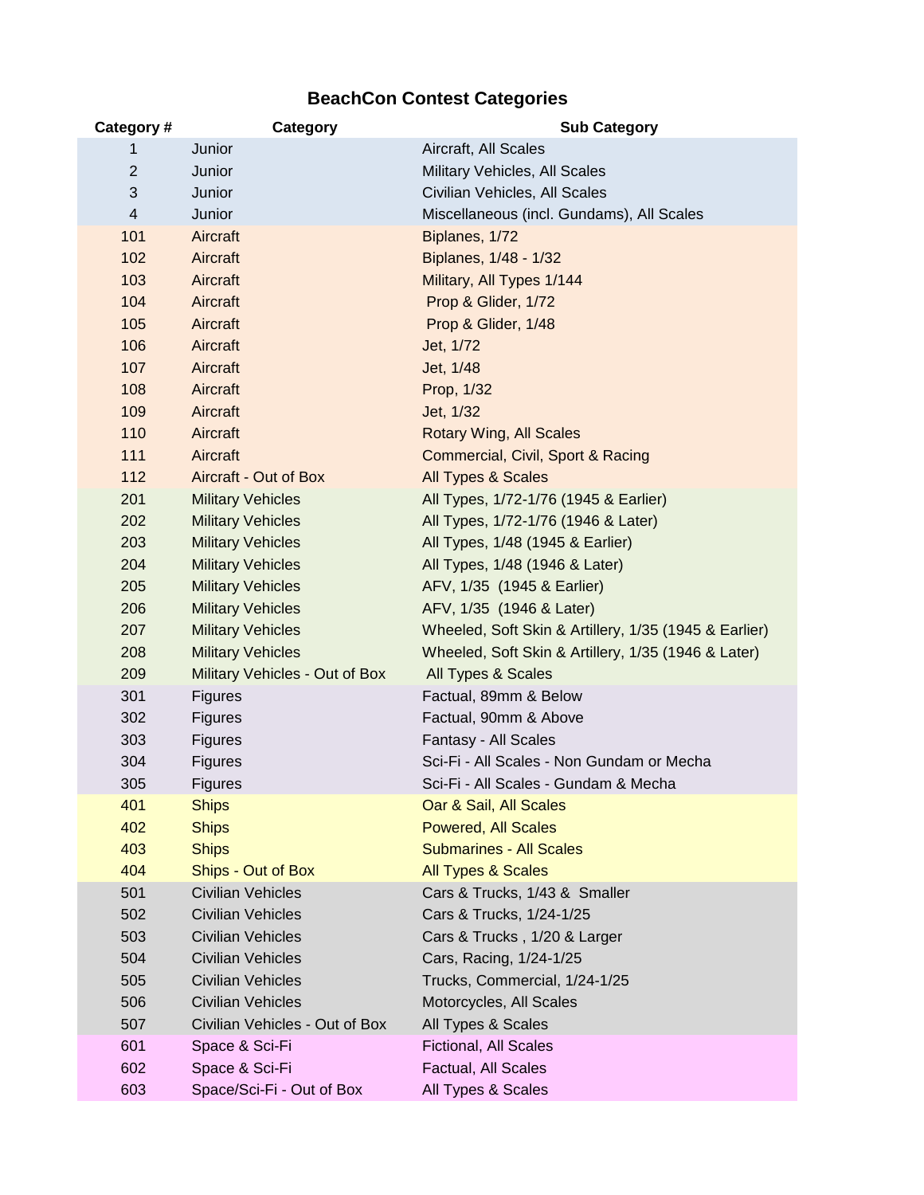# BeachCon Contest Categories

| Category # | Category | Sub Category |
|---|---|---|
| 1 | Junior | Aircraft, All Scales |
| 2 | Junior | Military Vehicles, All Scales |
| 3 | Junior | Civilian Vehicles, All Scales |
| 4 | Junior | Miscellaneous (incl. Gundams), All Scales |
| 101 | Aircraft | Biplanes, 1/72 |
| 102 | Aircraft | Biplanes, 1/48 - 1/32 |
| 103 | Aircraft | Military, All Types 1/144 |
| 104 | Aircraft | Prop & Glider, 1/72 |
| 105 | Aircraft | Prop & Glider, 1/48 |
| 106 | Aircraft | Jet, 1/72 |
| 107 | Aircraft | Jet, 1/48 |
| 108 | Aircraft | Prop, 1/32 |
| 109 | Aircraft | Jet, 1/32 |
| 110 | Aircraft | Rotary Wing, All Scales |
| 111 | Aircraft | Commercial, Civil, Sport & Racing |
| 112 | Aircraft - Out of Box | All Types & Scales |
| 201 | Military Vehicles | All Types, 1/72-1/76 (1945 & Earlier) |
| 202 | Military Vehicles | All Types, 1/72-1/76 (1946 & Later) |
| 203 | Military Vehicles | All Types, 1/48 (1945 & Earlier) |
| 204 | Military Vehicles | All Types, 1/48 (1946 & Later) |
| 205 | Military Vehicles | AFV, 1/35 (1945 & Earlier) |
| 206 | Military Vehicles | AFV, 1/35 (1946 & Later) |
| 207 | Military Vehicles | Wheeled, Soft Skin & Artillery, 1/35 (1945 & Earlier) |
| 208 | Military Vehicles | Wheeled, Soft Skin & Artillery, 1/35 (1946 & Later) |
| 209 | Military Vehicles - Out of Box | All Types & Scales |
| 301 | Figures | Factual, 89mm & Below |
| 302 | Figures | Factual, 90mm & Above |
| 303 | Figures | Fantasy - All Scales |
| 304 | Figures | Sci-Fi - All Scales - Non Gundam or Mecha |
| 305 | Figures | Sci-Fi - All Scales - Gundam & Mecha |
| 401 | Ships | Oar & Sail, All Scales |
| 402 | Ships | Powered, All Scales |
| 403 | Ships | Submarines - All Scales |
| 404 | Ships - Out of Box | All Types & Scales |
| 501 | Civilian Vehicles | Cars & Trucks, 1/43 & Smaller |
| 502 | Civilian Vehicles | Cars & Trucks, 1/24-1/25 |
| 503 | Civilian Vehicles | Cars & Trucks , 1/20 & Larger |
| 504 | Civilian Vehicles | Cars, Racing, 1/24-1/25 |
| 505 | Civilian Vehicles | Trucks, Commercial, 1/24-1/25 |
| 506 | Civilian Vehicles | Motorcycles, All Scales |
| 507 | Civilian Vehicles - Out of Box | All Types & Scales |
| 601 | Space & Sci-Fi | Fictional, All Scales |
| 602 | Space & Sci-Fi | Factual, All Scales |
| 603 | Space/Sci-Fi - Out of Box | All Types & Scales |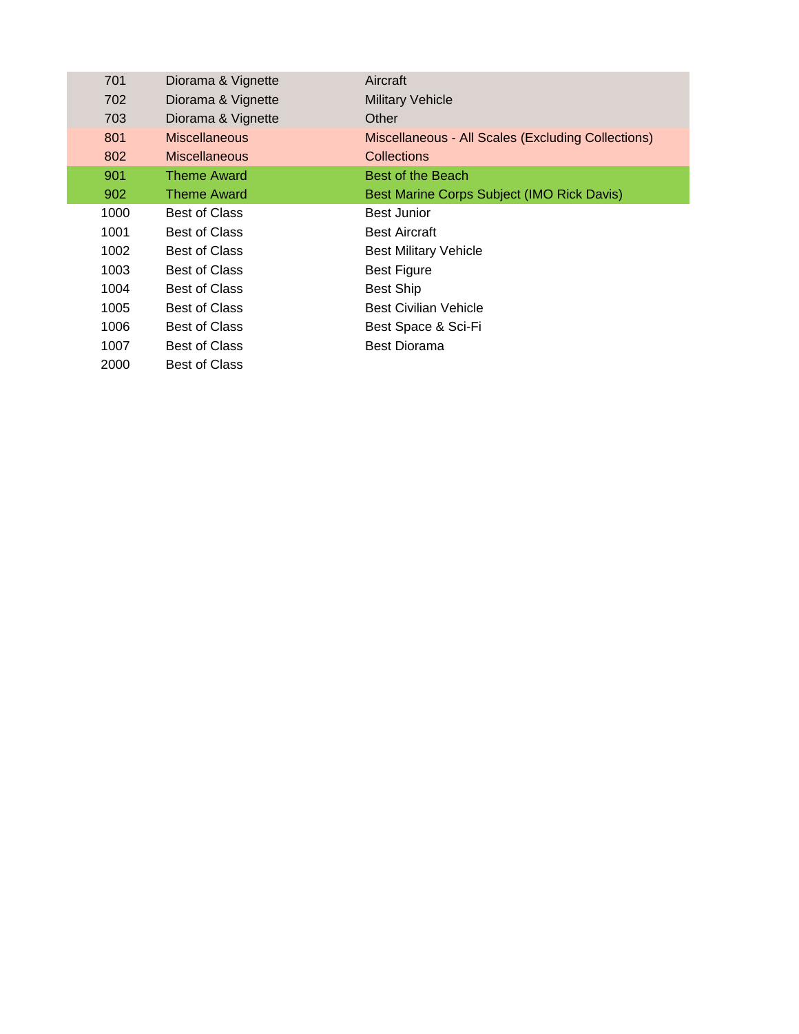| | | |
|---|---|---|
| 701 | Diorama & Vignette | Aircraft |
| 702 | Diorama & Vignette | Military Vehicle |
| 703 | Diorama & Vignette | Other |
| 801 | Miscellaneous | Miscellaneous - All Scales (Excluding Collections) |
| 802 | Miscellaneous | Collections |
| 901 | Theme Award | Best of the Beach |
| 902 | Theme Award | Best Marine Corps Subject (IMO Rick Davis) |
| 1000 | Best of Class | Best Junior |
| 1001 | Best of Class | Best Aircraft |
| 1002 | Best of Class | Best Military Vehicle |
| 1003 | Best of Class | Best Figure |
| 1004 | Best of Class | Best Ship |
| 1005 | Best of Class | Best Civilian Vehicle |
| 1006 | Best of Class | Best Space & Sci-Fi |
| 1007 | Best of Class | Best Diorama |
| 2000 | Best of Class | |